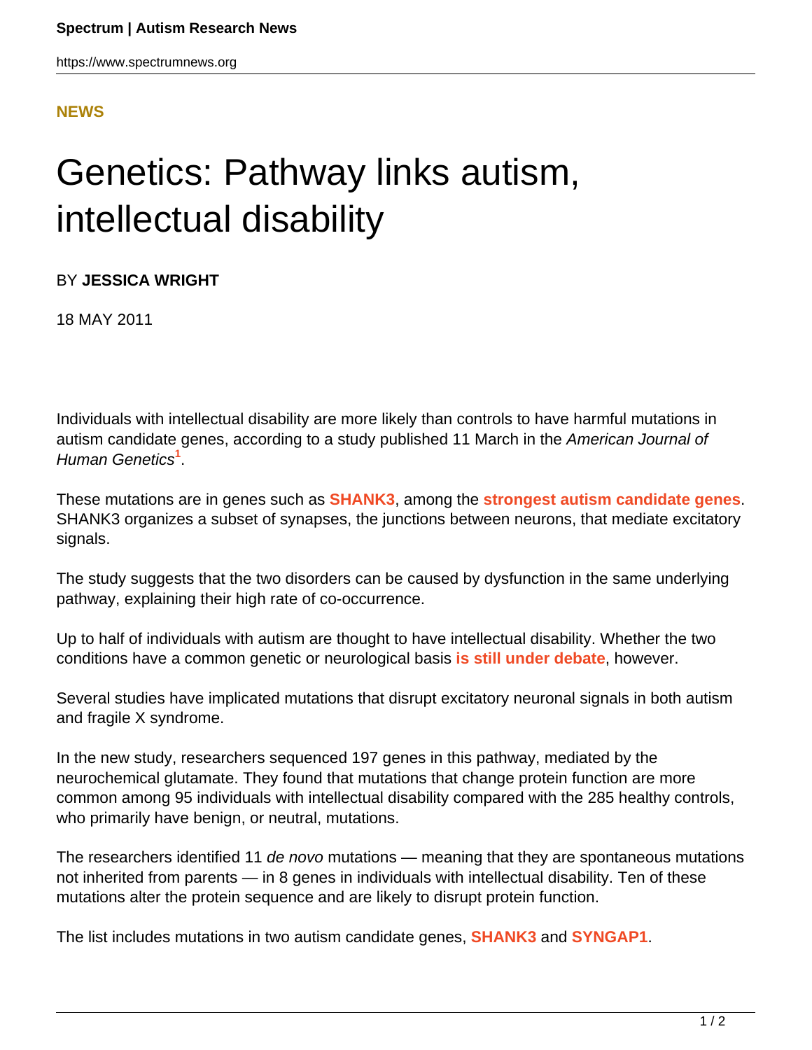**NEWS**

# Genetics: Pathway links autism, intellectual disability

BY **JESSICA WRIGHT**

18 MAY 2011

Individuals with intellectual disability are more likely than controls to have harmful mutations in autism candidate genes, according to a study published 11 March in the *American Journal of Human Genetics*[1].

These mutations are in genes such as **SHANK3**, among the **strongest autism candidate genes**. SHANK3 organizes a subset of synapses, the junctions between neurons, that mediate excitatory signals.

The study suggests that the two disorders can be caused by dysfunction in the same underlying pathway, explaining their high rate of co-occurrence.

Up to half of individuals with autism are thought to have intellectual disability. Whether the two conditions have a common genetic or neurological basis **is still under debate**, however.

Several studies have implicated mutations that disrupt excitatory neuronal signals in both autism and fragile X syndrome.

In the new study, researchers sequenced 197 genes in this pathway, mediated by the neurochemical glutamate. They found that mutations that change protein function are more common among 95 individuals with intellectual disability compared with the 285 healthy controls, who primarily have benign, or neutral, mutations.

The researchers identified 11 *de novo* mutations — meaning that they are spontaneous mutations not inherited from parents — in 8 genes in individuals with intellectual disability. Ten of these mutations alter the protein sequence and are likely to disrupt protein function.

The list includes mutations in two autism candidate genes, **SHANK3** and **SYNGAP1**.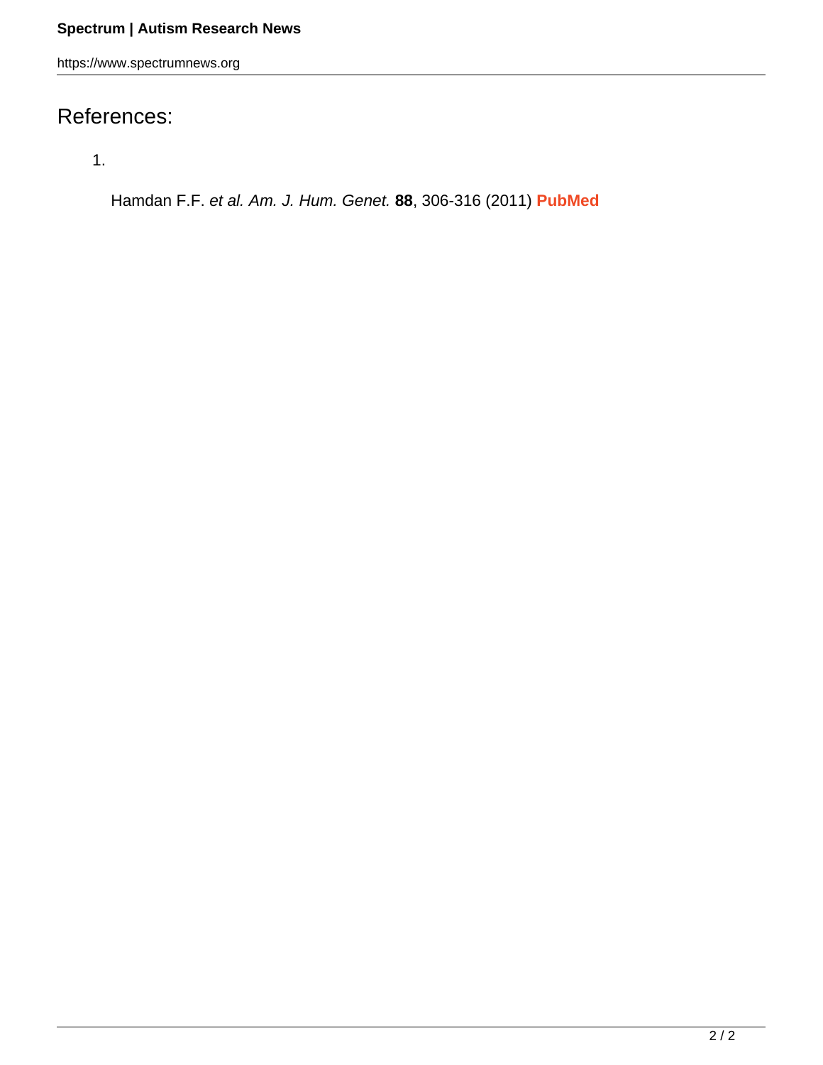## References:

1. Hamdan F.F. *et al. Am. J. Hum. Genet.* **88**, 306-316 (2011) **PubMed**